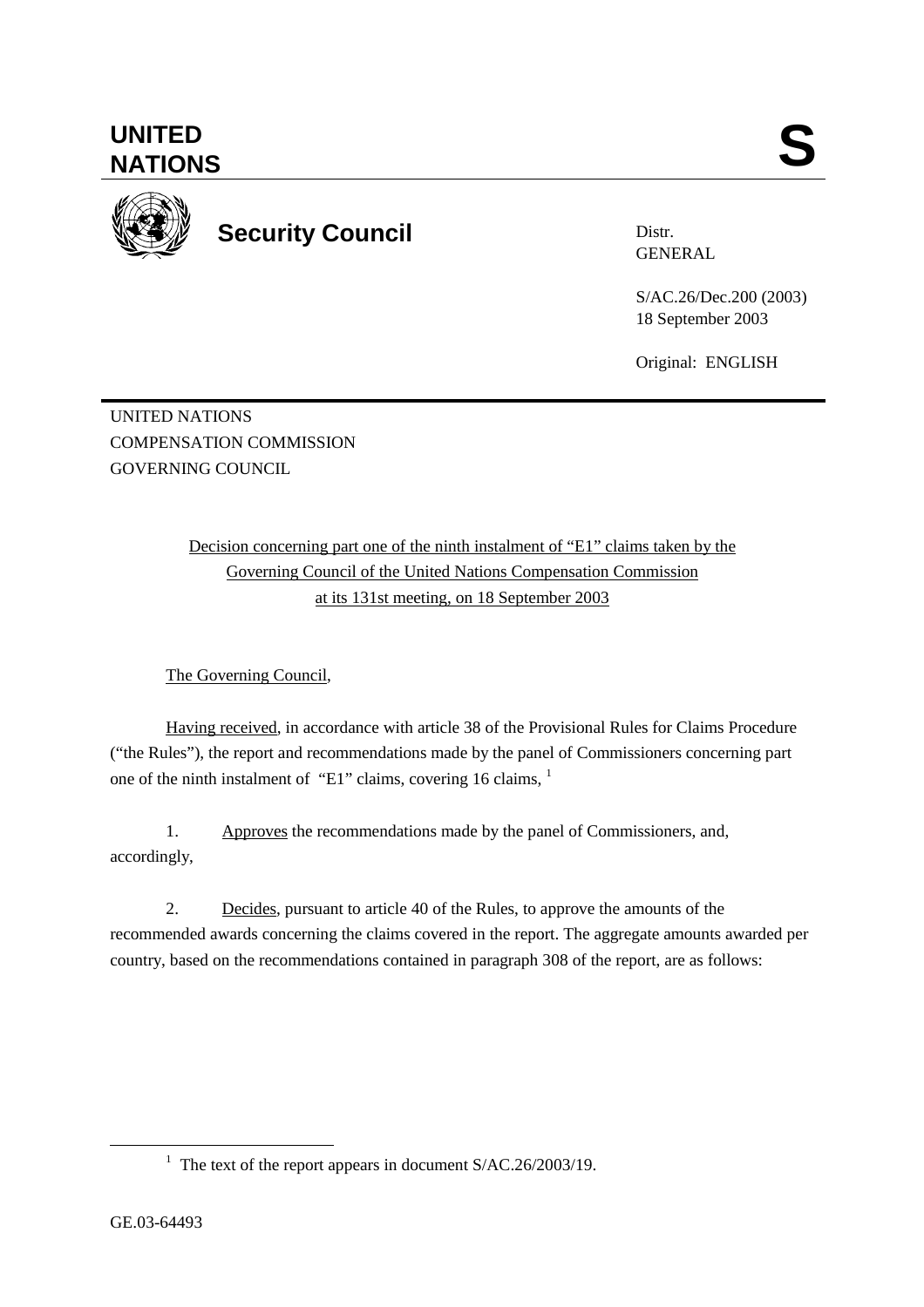# UNITED NATIONS

# S

## Security Council

Distr.
GENERAL

S/AC.26/Dec.200 (2003)
18 September 2003

Original: ENGLISH

UNITED NATIONS
COMPENSATION COMMISSION
GOVERNING COUNCIL

Decision concerning part one of the ninth instalment of "E1" claims taken by the Governing Council of the United Nations Compensation Commission at its 131st meeting, on 18 September 2003

The Governing Council,

Having received, in accordance with article 38 of the Provisional Rules for Claims Procedure ("the Rules"), the report and recommendations made by the panel of Commissioners concerning part one of the ninth instalment of "E1" claims, covering 16 claims, [1]

1. Approves the recommendations made by the panel of Commissioners, and, accordingly,

2. Decides, pursuant to article 40 of the Rules, to approve the amounts of the recommended awards concerning the claims covered in the report. The aggregate amounts awarded per country, based on the recommendations contained in paragraph 308 of the report, are as follows:

[1] The text of the report appears in document S/AC.26/2003/19.

GE.03-64493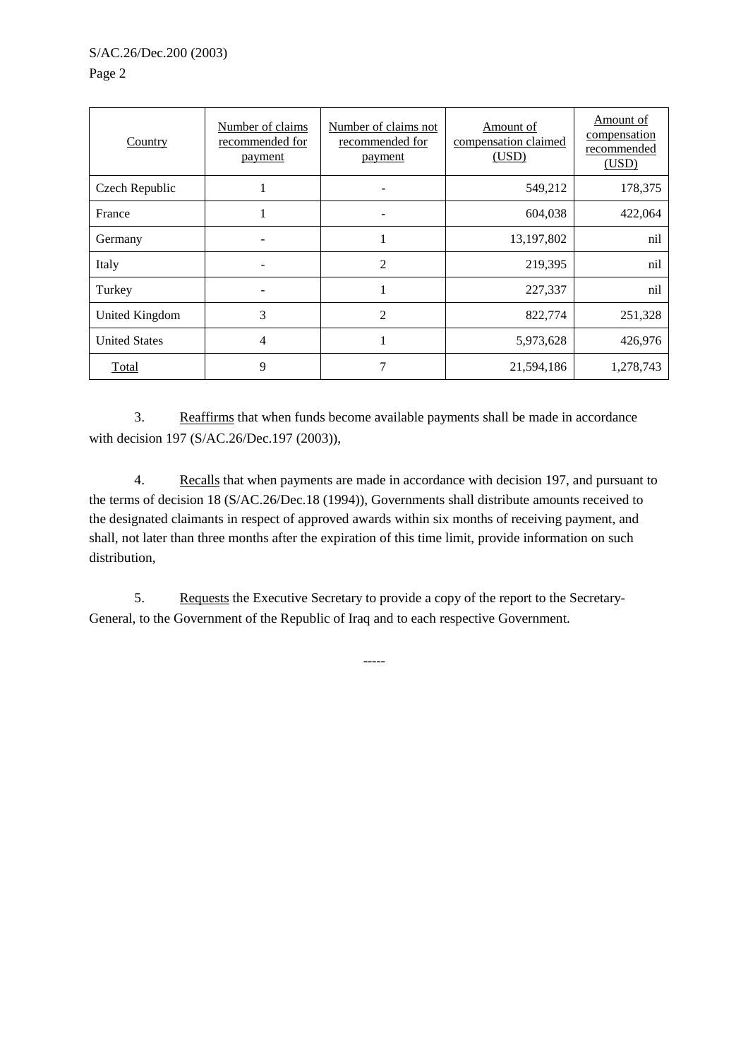| Country | Number of claims recommended for payment | Number of claims not recommended for payment | Amount of compensation claimed (USD) | Amount of compensation recommended (USD) |
| --- | --- | --- | --- | --- |
| Czech Republic | 1 | - | 549,212 | 178,375 |
| France | 1 | - | 604,038 | 422,064 |
| Germany | - | 1 | 13,197,802 | nil |
| Italy | - | 2 | 219,395 | nil |
| Turkey | - | 1 | 227,337 | nil |
| United Kingdom | 3 | 2 | 822,774 | 251,328 |
| United States | 4 | 1 | 5,973,628 | 426,976 |
| Total | 9 | 7 | 21,594,186 | 1,278,743 |

3. Reaffirms that when funds become available payments shall be made in accordance with decision 197 (S/AC.26/Dec.197 (2003)),

4. Recalls that when payments are made in accordance with decision 197, and pursuant to the terms of decision 18 (S/AC.26/Dec.18 (1994)), Governments shall distribute amounts received to the designated claimants in respect of approved awards within six months of receiving payment, and shall, not later than three months after the expiration of this time limit, provide information on such distribution,

5. Requests the Executive Secretary to provide a copy of the report to the Secretary-General, to the Government of the Republic of Iraq and to each respective Government.

-----